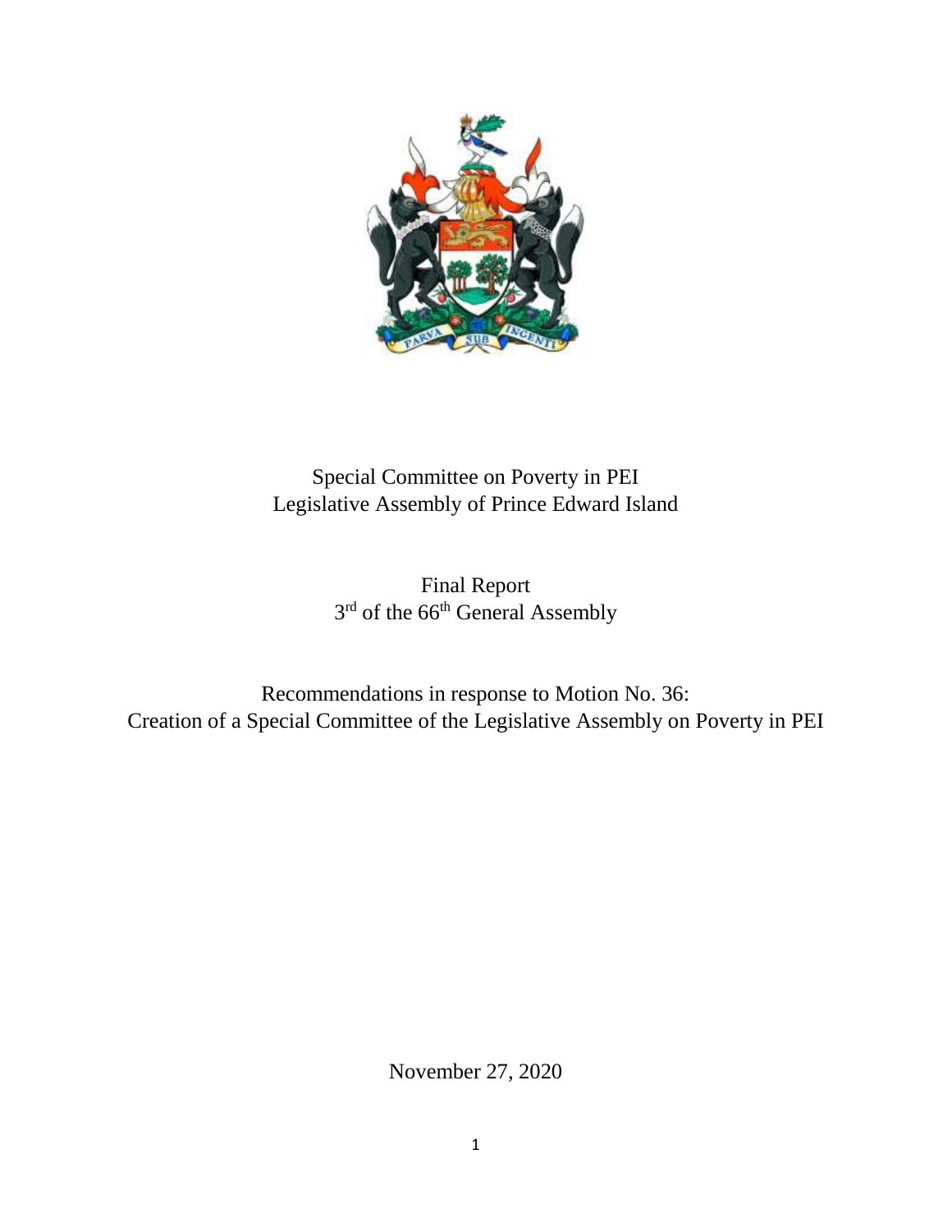Special Committee on Poverty in PEI
Legislative Assembly of Prince Edward Island

Final Report
3rd of the 66th General Assembly

Recommendations in response to Motion No. 36:
Creation of a Special Committee of the Legislative Assembly on Poverty in PEI

November 27, 2020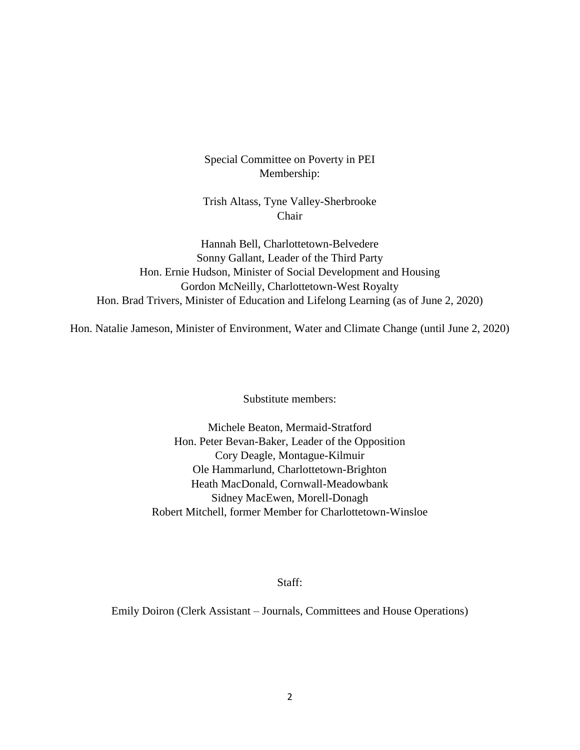Special Committee on Poverty in PEI
Membership:

Trish Altass, Tyne Valley-Sherbrooke
Chair

Hannah Bell, Charlottetown-Belvedere
Sonny Gallant, Leader of the Third Party
Hon. Ernie Hudson, Minister of Social Development and Housing
Gordon McNeilly, Charlottetown-West Royalty
Hon. Brad Trivers, Minister of Education and Lifelong Learning (as of June 2, 2020)

Hon. Natalie Jameson, Minister of Environment, Water and Climate Change (until June 2, 2020)

Substitute members:

Michele Beaton, Mermaid-Stratford
Hon. Peter Bevan-Baker, Leader of the Opposition
Cory Deagle, Montague-Kilmuir
Ole Hammarlund, Charlottetown-Brighton
Heath MacDonald, Cornwall-Meadowbank
Sidney MacEwen, Morell-Donagh
Robert Mitchell, former Member for Charlottetown-Winsloe

Staff:

Emily Doiron (Clerk Assistant – Journals, Committees and House Operations)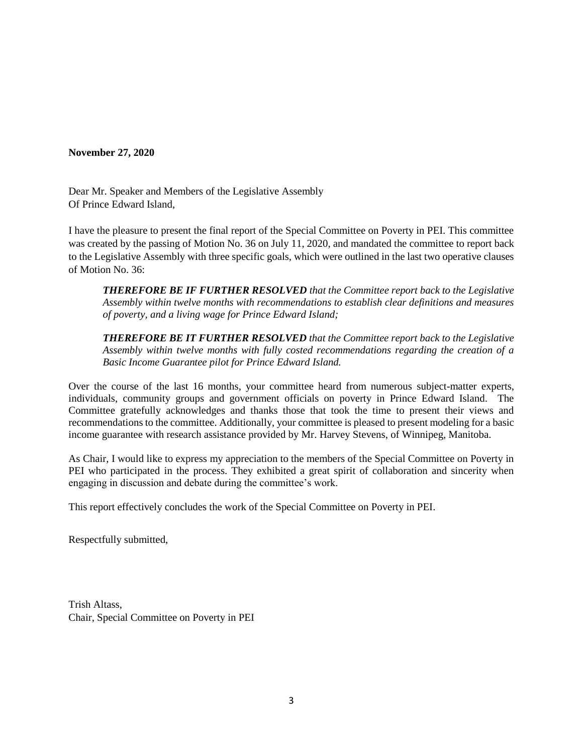**November 27, 2020**

Dear Mr. Speaker and Members of the Legislative Assembly
Of Prince Edward Island,

I have the pleasure to present the final report of the Special Committee on Poverty in PEI. This committee was created by the passing of Motion No. 36 on July 11, 2020, and mandated the committee to report back to the Legislative Assembly with three specific goals, which were outlined in the last two operative clauses of Motion No. 36:

> ***THEREFORE BE IF FURTHER RESOLVED*** *that the Committee report back to the Legislative Assembly within twelve months with recommendations to establish clear definitions and measures of poverty, and a living wage for Prince Edward Island;*
>
> ***THEREFORE BE IT FURTHER RESOLVED*** *that the Committee report back to the Legislative Assembly within twelve months with fully costed recommendations regarding the creation of a Basic Income Guarantee pilot for Prince Edward Island.*

Over the course of the last 16 months, your committee heard from numerous subject-matter experts, individuals, community groups and government officials on poverty in Prince Edward Island. The Committee gratefully acknowledges and thanks those that took the time to present their views and recommendations to the committee. Additionally, your committee is pleased to present modeling for a basic income guarantee with research assistance provided by Mr. Harvey Stevens, of Winnipeg, Manitoba.

As Chair, I would like to express my appreciation to the members of the Special Committee on Poverty in PEI who participated in the process. They exhibited a great spirit of collaboration and sincerity when engaging in discussion and debate during the committee's work.

This report effectively concludes the work of the Special Committee on Poverty in PEI.

Respectfully submitted,

Trish Altass,
Chair, Special Committee on Poverty in PEI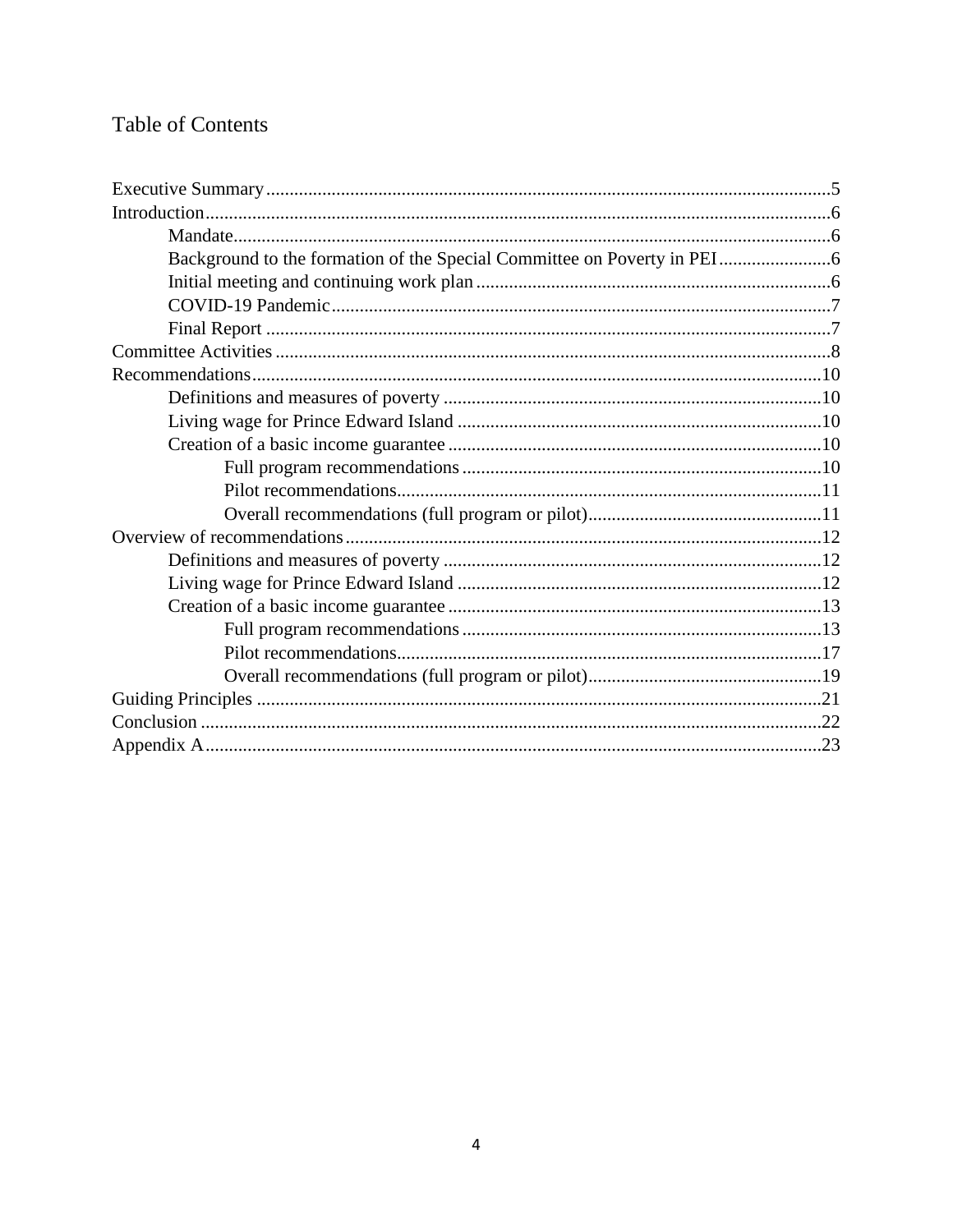# Table of Contents

- Executive Summary ........ 5
- Introduction ........ 6
  - Mandate ........ 6
  - Background to the formation of the Special Committee on Poverty in PEI ........ 6
  - Initial meeting and continuing work plan ........ 6
  - COVID-19 Pandemic ........ 7
  - Final Report ........ 7
- Committee Activities ........ 8
- Recommendations ........ 10
  - Definitions and measures of poverty ........ 10
  - Living wage for Prince Edward Island ........ 10
  - Creation of a basic income guarantee ........ 10
    - Full program recommendations ........ 10
    - Pilot recommendations ........ 11
    - Overall recommendations (full program or pilot) ........ 11
- Overview of recommendations ........ 12
  - Definitions and measures of poverty ........ 12
  - Living wage for Prince Edward Island ........ 12
  - Creation of a basic income guarantee ........ 13
    - Full program recommendations ........ 13
    - Pilot recommendations ........ 17
    - Overall recommendations (full program or pilot) ........ 19
- Guiding Principles ........ 21
- Conclusion ........ 22
- Appendix A ........ 23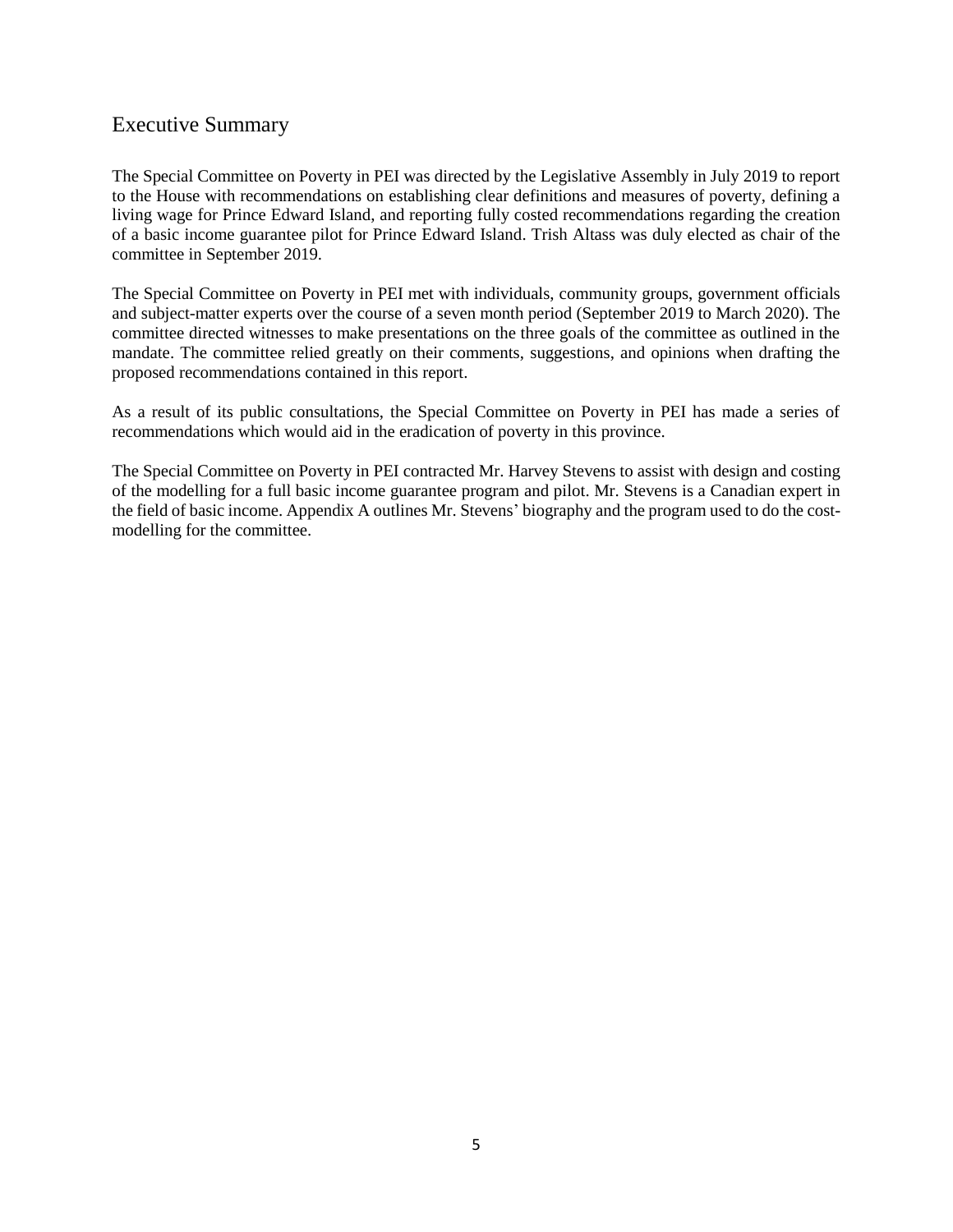## Executive Summary

The Special Committee on Poverty in PEI was directed by the Legislative Assembly in July 2019 to report to the House with recommendations on establishing clear definitions and measures of poverty, defining a living wage for Prince Edward Island, and reporting fully costed recommendations regarding the creation of a basic income guarantee pilot for Prince Edward Island. Trish Altass was duly elected as chair of the committee in September 2019.

The Special Committee on Poverty in PEI met with individuals, community groups, government officials and subject-matter experts over the course of a seven month period (September 2019 to March 2020). The committee directed witnesses to make presentations on the three goals of the committee as outlined in the mandate. The committee relied greatly on their comments, suggestions, and opinions when drafting the proposed recommendations contained in this report.

As a result of its public consultations, the Special Committee on Poverty in PEI has made a series of recommendations which would aid in the eradication of poverty in this province.

The Special Committee on Poverty in PEI contracted Mr. Harvey Stevens to assist with design and costing of the modelling for a full basic income guarantee program and pilot. Mr. Stevens is a Canadian expert in the field of basic income. Appendix A outlines Mr. Stevens' biography and the program used to do the cost-modelling for the committee.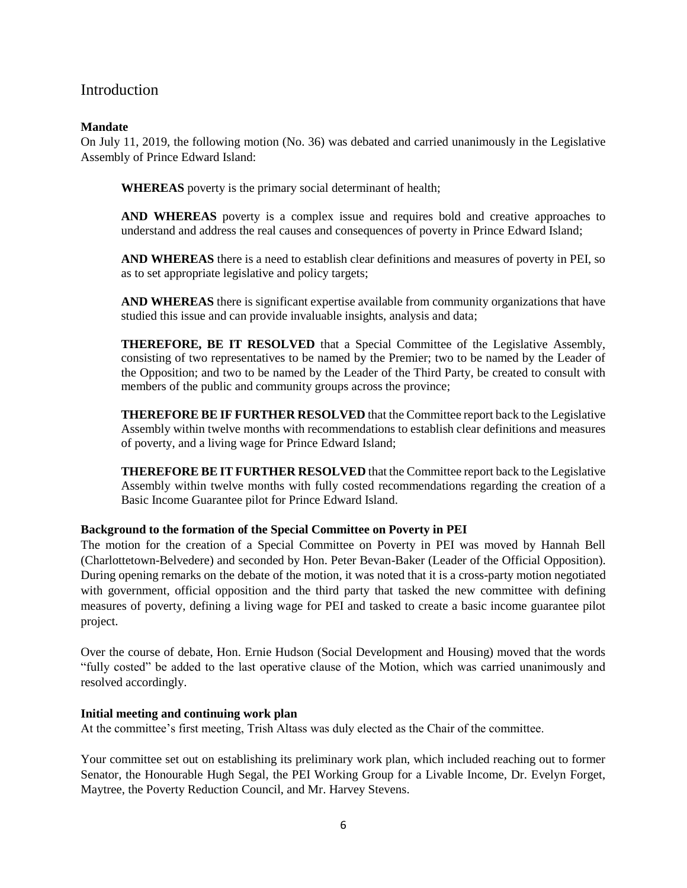## Introduction

**Mandate**

On July 11, 2019, the following motion (No. 36) was debated and carried unanimously in the Legislative Assembly of Prince Edward Island:

> **WHEREAS** poverty is the primary social determinant of health;
>
> **AND WHEREAS** poverty is a complex issue and requires bold and creative approaches to understand and address the real causes and consequences of poverty in Prince Edward Island;
>
> **AND WHEREAS** there is a need to establish clear definitions and measures of poverty in PEI, so as to set appropriate legislative and policy targets;
>
> **AND WHEREAS** there is significant expertise available from community organizations that have studied this issue and can provide invaluable insights, analysis and data;
>
> **THEREFORE, BE IT RESOLVED** that a Special Committee of the Legislative Assembly, consisting of two representatives to be named by the Premier; two to be named by the Leader of the Opposition; and two to be named by the Leader of the Third Party, be created to consult with members of the public and community groups across the province;
>
> **THEREFORE BE IF FURTHER RESOLVED** that the Committee report back to the Legislative Assembly within twelve months with recommendations to establish clear definitions and measures of poverty, and a living wage for Prince Edward Island;
>
> **THEREFORE BE IT FURTHER RESOLVED** that the Committee report back to the Legislative Assembly within twelve months with fully costed recommendations regarding the creation of a Basic Income Guarantee pilot for Prince Edward Island.

**Background to the formation of the Special Committee on Poverty in PEI**

The motion for the creation of a Special Committee on Poverty in PEI was moved by Hannah Bell (Charlottetown-Belvedere) and seconded by Hon. Peter Bevan-Baker (Leader of the Official Opposition). During opening remarks on the debate of the motion, it was noted that it is a cross-party motion negotiated with government, official opposition and the third party that tasked the new committee with defining measures of poverty, defining a living wage for PEI and tasked to create a basic income guarantee pilot project.

Over the course of debate, Hon. Ernie Hudson (Social Development and Housing) moved that the words "fully costed" be added to the last operative clause of the Motion, which was carried unanimously and resolved accordingly.

**Initial meeting and continuing work plan**

At the committee's first meeting, Trish Altass was duly elected as the Chair of the committee.

Your committee set out on establishing its preliminary work plan, which included reaching out to former Senator, the Honourable Hugh Segal, the PEI Working Group for a Livable Income, Dr. Evelyn Forget, Maytree, the Poverty Reduction Council, and Mr. Harvey Stevens.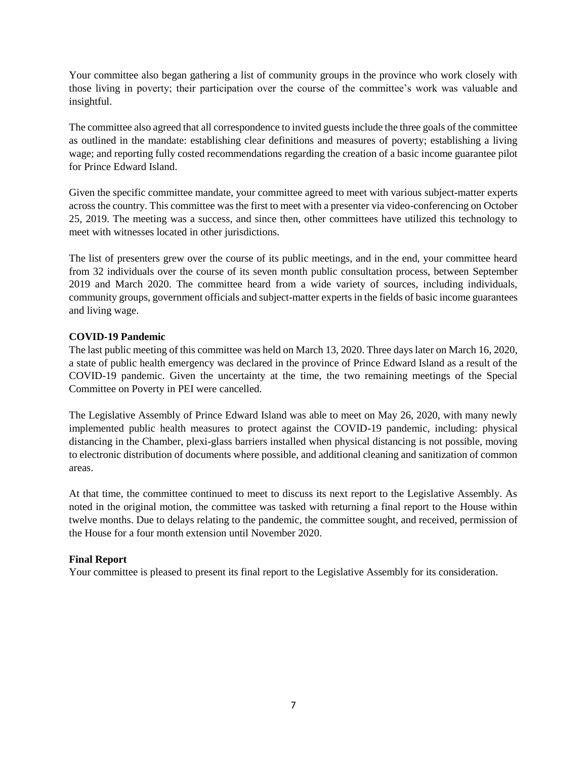Your committee also began gathering a list of community groups in the province who work closely with those living in poverty; their participation over the course of the committee's work was valuable and insightful.

The committee also agreed that all correspondence to invited guests include the three goals of the committee as outlined in the mandate: establishing clear definitions and measures of poverty; establishing a living wage; and reporting fully costed recommendations regarding the creation of a basic income guarantee pilot for Prince Edward Island.

Given the specific committee mandate, your committee agreed to meet with various subject-matter experts across the country. This committee was the first to meet with a presenter via video-conferencing on October 25, 2019. The meeting was a success, and since then, other committees have utilized this technology to meet with witnesses located in other jurisdictions.

The list of presenters grew over the course of its public meetings, and in the end, your committee heard from 32 individuals over the course of its seven month public consultation process, between September 2019 and March 2020. The committee heard from a wide variety of sources, including individuals, community groups, government officials and subject-matter experts in the fields of basic income guarantees and living wage.

**COVID-19 Pandemic**

The last public meeting of this committee was held on March 13, 2020. Three days later on March 16, 2020, a state of public health emergency was declared in the province of Prince Edward Island as a result of the COVID-19 pandemic. Given the uncertainty at the time, the two remaining meetings of the Special Committee on Poverty in PEI were cancelled.

The Legislative Assembly of Prince Edward Island was able to meet on May 26, 2020, with many newly implemented public health measures to protect against the COVID-19 pandemic, including: physical distancing in the Chamber, plexi-glass barriers installed when physical distancing is not possible, moving to electronic distribution of documents where possible, and additional cleaning and sanitization of common areas.

At that time, the committee continued to meet to discuss its next report to the Legislative Assembly. As noted in the original motion, the committee was tasked with returning a final report to the House within twelve months. Due to delays relating to the pandemic, the committee sought, and received, permission of the House for a four month extension until November 2020.

**Final Report**

Your committee is pleased to present its final report to the Legislative Assembly for its consideration.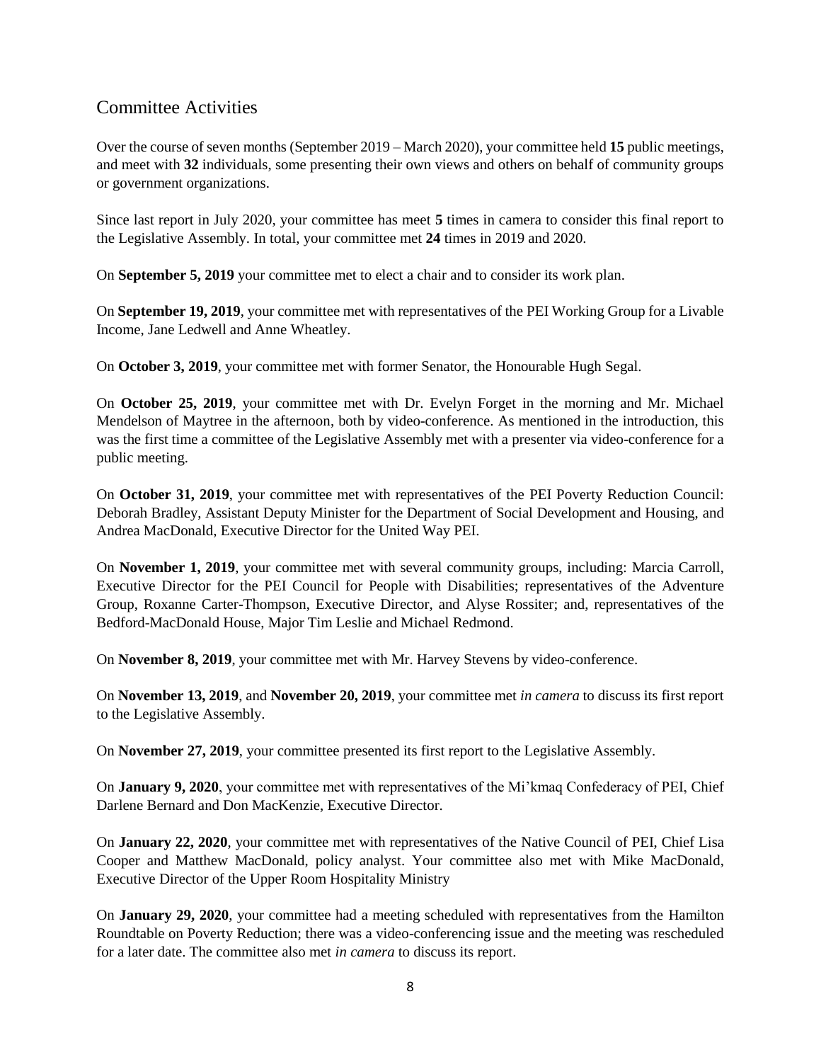## Committee Activities

Over the course of seven months (September 2019 – March 2020), your committee held **15** public meetings, and meet with **32** individuals, some presenting their own views and others on behalf of community groups or government organizations.

Since last report in July 2020, your committee has meet **5** times in camera to consider this final report to the Legislative Assembly. In total, your committee met **24** times in 2019 and 2020.

On **September 5, 2019** your committee met to elect a chair and to consider its work plan.

On **September 19, 2019**, your committee met with representatives of the PEI Working Group for a Livable Income, Jane Ledwell and Anne Wheatley.

On **October 3, 2019**, your committee met with former Senator, the Honourable Hugh Segal.

On **October 25, 2019**, your committee met with Dr. Evelyn Forget in the morning and Mr. Michael Mendelson of Maytree in the afternoon, both by video-conference. As mentioned in the introduction, this was the first time a committee of the Legislative Assembly met with a presenter via video-conference for a public meeting.

On **October 31, 2019**, your committee met with representatives of the PEI Poverty Reduction Council: Deborah Bradley, Assistant Deputy Minister for the Department of Social Development and Housing, and Andrea MacDonald, Executive Director for the United Way PEI.

On **November 1, 2019**, your committee met with several community groups, including: Marcia Carroll, Executive Director for the PEI Council for People with Disabilities; representatives of the Adventure Group, Roxanne Carter-Thompson, Executive Director, and Alyse Rossiter; and, representatives of the Bedford-MacDonald House, Major Tim Leslie and Michael Redmond.

On **November 8, 2019**, your committee met with Mr. Harvey Stevens by video-conference.

On **November 13, 2019**, and **November 20, 2019**, your committee met *in camera* to discuss its first report to the Legislative Assembly.

On **November 27, 2019**, your committee presented its first report to the Legislative Assembly.

On **January 9, 2020**, your committee met with representatives of the Mi'kmaq Confederacy of PEI, Chief Darlene Bernard and Don MacKenzie, Executive Director.

On **January 22, 2020**, your committee met with representatives of the Native Council of PEI, Chief Lisa Cooper and Matthew MacDonald, policy analyst. Your committee also met with Mike MacDonald, Executive Director of the Upper Room Hospitality Ministry

On **January 29, 2020**, your committee had a meeting scheduled with representatives from the Hamilton Roundtable on Poverty Reduction; there was a video-conferencing issue and the meeting was rescheduled for a later date. The committee also met *in camera* to discuss its report.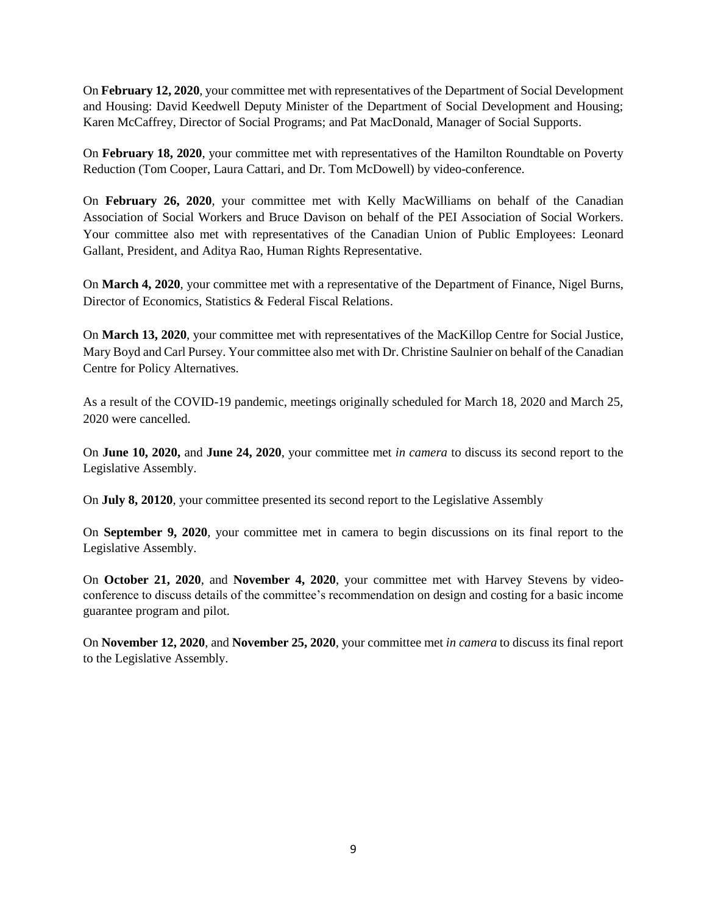On **February 12, 2020**, your committee met with representatives of the Department of Social Development and Housing: David Keedwell Deputy Minister of the Department of Social Development and Housing; Karen McCaffrey, Director of Social Programs; and Pat MacDonald, Manager of Social Supports.

On **February 18, 2020**, your committee met with representatives of the Hamilton Roundtable on Poverty Reduction (Tom Cooper, Laura Cattari, and Dr. Tom McDowell) by video-conference.

On **February 26, 2020**, your committee met with Kelly MacWilliams on behalf of the Canadian Association of Social Workers and Bruce Davison on behalf of the PEI Association of Social Workers. Your committee also met with representatives of the Canadian Union of Public Employees: Leonard Gallant, President, and Aditya Rao, Human Rights Representative.

On **March 4, 2020**, your committee met with a representative of the Department of Finance, Nigel Burns, Director of Economics, Statistics & Federal Fiscal Relations.

On **March 13, 2020**, your committee met with representatives of the MacKillop Centre for Social Justice, Mary Boyd and Carl Pursey. Your committee also met with Dr. Christine Saulnier on behalf of the Canadian Centre for Policy Alternatives.

As a result of the COVID-19 pandemic, meetings originally scheduled for March 18, 2020 and March 25, 2020 were cancelled.

On **June 10, 2020,** and **June 24, 2020**, your committee met *in camera* to discuss its second report to the Legislative Assembly.

On **July 8, 20120**, your committee presented its second report to the Legislative Assembly

On **September 9, 2020**, your committee met in camera to begin discussions on its final report to the Legislative Assembly.

On **October 21, 2020**, and **November 4, 2020**, your committee met with Harvey Stevens by video-conference to discuss details of the committee's recommendation on design and costing for a basic income guarantee program and pilot.

On **November 12, 2020**, and **November 25, 2020**, your committee met *in camera* to discuss its final report to the Legislative Assembly.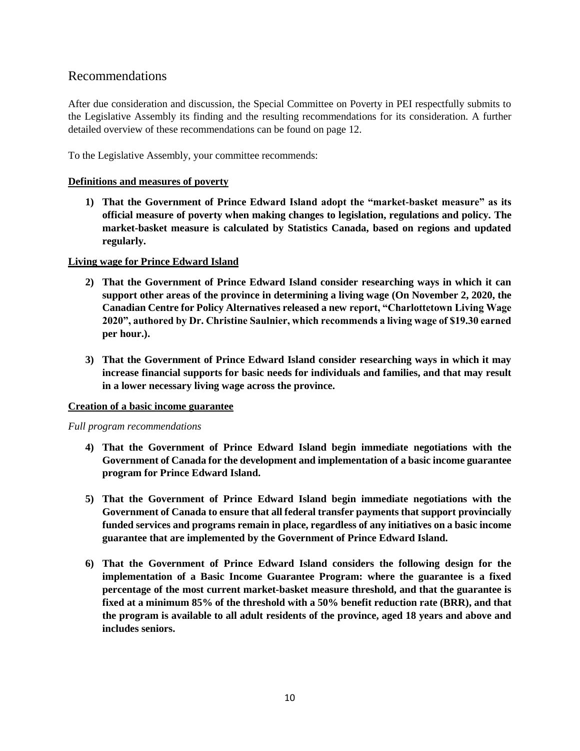## Recommendations

After due consideration and discussion, the Special Committee on Poverty in PEI respectfully submits to the Legislative Assembly its finding and the resulting recommendations for its consideration. A further detailed overview of these recommendations can be found on page 12.

To the Legislative Assembly, your committee recommends:

### Definitions and measures of poverty

**1) That the Government of Prince Edward Island adopt the "market-basket measure" as its official measure of poverty when making changes to legislation, regulations and policy. The market-basket measure is calculated by Statistics Canada, based on regions and updated regularly.**

### Living wage for Prince Edward Island

**2) That the Government of Prince Edward Island consider researching ways in which it can support other areas of the province in determining a living wage (On November 2, 2020, the Canadian Centre for Policy Alternatives released a new report, "Charlottetown Living Wage 2020", authored by Dr. Christine Saulnier, which recommends a living wage of $19.30 earned per hour.).**

**3) That the Government of Prince Edward Island consider researching ways in which it may increase financial supports for basic needs for individuals and families, and that may result in a lower necessary living wage across the province.**

### Creation of a basic income guarantee

*Full program recommendations*

**4) That the Government of Prince Edward Island begin immediate negotiations with the Government of Canada for the development and implementation of a basic income guarantee program for Prince Edward Island.**

**5) That the Government of Prince Edward Island begin immediate negotiations with the Government of Canada to ensure that all federal transfer payments that support provincially funded services and programs remain in place, regardless of any initiatives on a basic income guarantee that are implemented by the Government of Prince Edward Island.**

**6) That the Government of Prince Edward Island considers the following design for the implementation of a Basic Income Guarantee Program: where the guarantee is a fixed percentage of the most current market-basket measure threshold, and that the guarantee is fixed at a minimum 85% of the threshold with a 50% benefit reduction rate (BRR), and that the program is available to all adult residents of the province, aged 18 years and above and includes seniors.**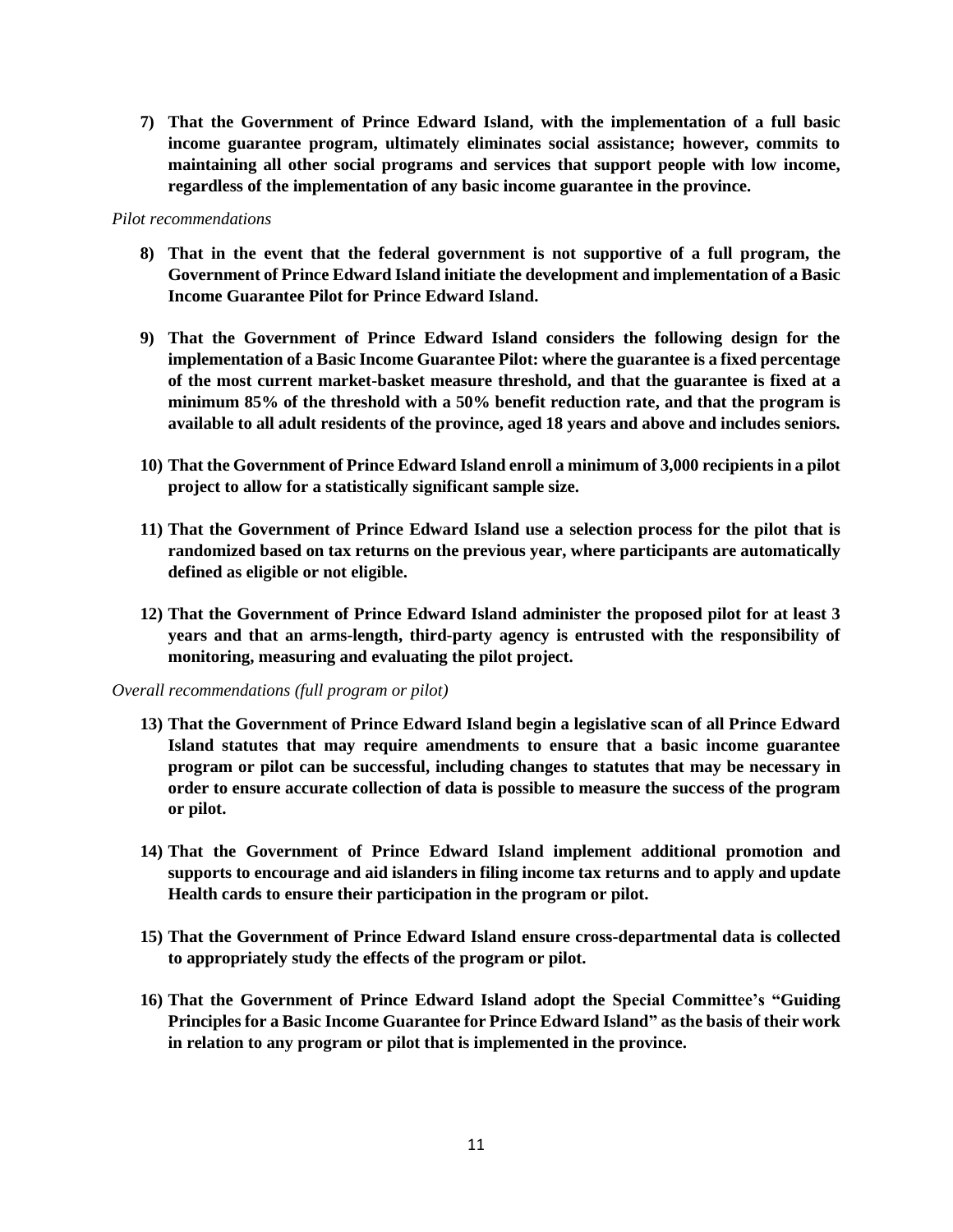7) **That the Government of Prince Edward Island, with the implementation of a full basic income guarantee program, ultimately eliminates social assistance; however, commits to maintaining all other social programs and services that support people with low income, regardless of the implementation of any basic income guarantee in the province.**

*Pilot recommendations*

8) **That in the event that the federal government is not supportive of a full program, the Government of Prince Edward Island initiate the development and implementation of a Basic Income Guarantee Pilot for Prince Edward Island.**

9) **That the Government of Prince Edward Island considers the following design for the implementation of a Basic Income Guarantee Pilot: where the guarantee is a fixed percentage of the most current market-basket measure threshold, and that the guarantee is fixed at a minimum 85% of the threshold with a 50% benefit reduction rate, and that the program is available to all adult residents of the province, aged 18 years and above and includes seniors.**

10) **That the Government of Prince Edward Island enroll a minimum of 3,000 recipients in a pilot project to allow for a statistically significant sample size.**

11) **That the Government of Prince Edward Island use a selection process for the pilot that is randomized based on tax returns on the previous year, where participants are automatically defined as eligible or not eligible.**

12) **That the Government of Prince Edward Island administer the proposed pilot for at least 3 years and that an arms-length, third-party agency is entrusted with the responsibility of monitoring, measuring and evaluating the pilot project.**

*Overall recommendations (full program or pilot)*

13) **That the Government of Prince Edward Island begin a legislative scan of all Prince Edward Island statutes that may require amendments to ensure that a basic income guarantee program or pilot can be successful, including changes to statutes that may be necessary in order to ensure accurate collection of data is possible to measure the success of the program or pilot.**

14) **That the Government of Prince Edward Island implement additional promotion and supports to encourage and aid islanders in filing income tax returns and to apply and update Health cards to ensure their participation in the program or pilot.**

15) **That the Government of Prince Edward Island ensure cross-departmental data is collected to appropriately study the effects of the program or pilot.**

16) **That the Government of Prince Edward Island adopt the Special Committee's "Guiding Principles for a Basic Income Guarantee for Prince Edward Island" as the basis of their work in relation to any program or pilot that is implemented in the province.**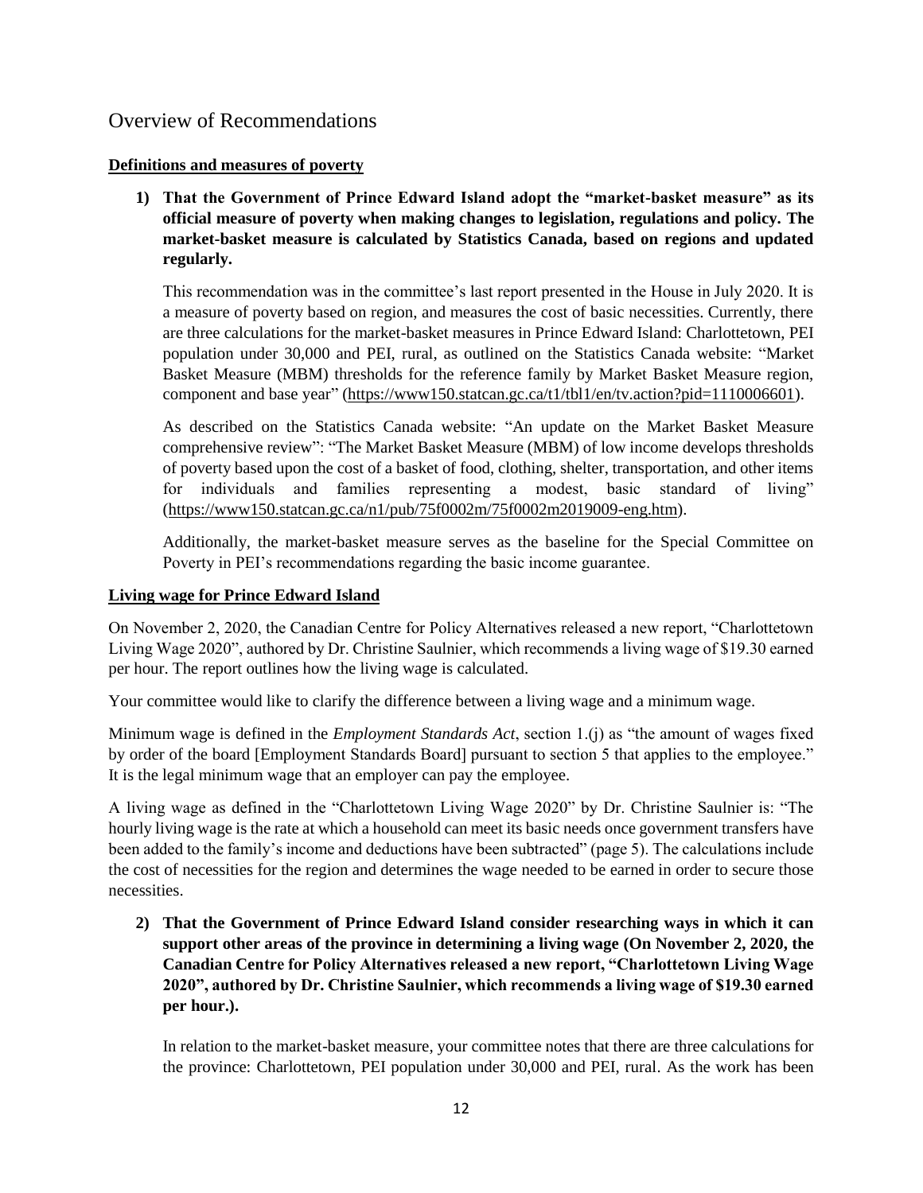## Overview of Recommendations

**Definitions and measures of poverty**

**1) That the Government of Prince Edward Island adopt the "market-basket measure" as its official measure of poverty when making changes to legislation, regulations and policy. The market-basket measure is calculated by Statistics Canada, based on regions and updated regularly.**

This recommendation was in the committee's last report presented in the House in July 2020. It is a measure of poverty based on region, and measures the cost of basic necessities. Currently, there are three calculations for the market-basket measures in Prince Edward Island: Charlottetown, PEI population under 30,000 and PEI, rural, as outlined on the Statistics Canada website: "Market Basket Measure (MBM) thresholds for the reference family by Market Basket Measure region, component and base year" (https://www150.statcan.gc.ca/t1/tbl1/en/tv.action?pid=1110006601).

As described on the Statistics Canada website: "An update on the Market Basket Measure comprehensive review": "The Market Basket Measure (MBM) of low income develops thresholds of poverty based upon the cost of a basket of food, clothing, shelter, transportation, and other items for individuals and families representing a modest, basic standard of living" (https://www150.statcan.gc.ca/n1/pub/75f0002m/75f0002m2019009-eng.htm).

Additionally, the market-basket measure serves as the baseline for the Special Committee on Poverty in PEI's recommendations regarding the basic income guarantee.

**Living wage for Prince Edward Island**

On November 2, 2020, the Canadian Centre for Policy Alternatives released a new report, "Charlottetown Living Wage 2020", authored by Dr. Christine Saulnier, which recommends a living wage of $19.30 earned per hour. The report outlines how the living wage is calculated.

Your committee would like to clarify the difference between a living wage and a minimum wage.

Minimum wage is defined in the *Employment Standards Act*, section 1.(j) as "the amount of wages fixed by order of the board [Employment Standards Board] pursuant to section 5 that applies to the employee." It is the legal minimum wage that an employer can pay the employee.

A living wage as defined in the "Charlottetown Living Wage 2020" by Dr. Christine Saulnier is: "The hourly living wage is the rate at which a household can meet its basic needs once government transfers have been added to the family's income and deductions have been subtracted" (page 5). The calculations include the cost of necessities for the region and determines the wage needed to be earned in order to secure those necessities.

**2) That the Government of Prince Edward Island consider researching ways in which it can support other areas of the province in determining a living wage (On November 2, 2020, the Canadian Centre for Policy Alternatives released a new report, "Charlottetown Living Wage 2020", authored by Dr. Christine Saulnier, which recommends a living wage of $19.30 earned per hour.).**

In relation to the market-basket measure, your committee notes that there are three calculations for the province: Charlottetown, PEI population under 30,000 and PEI, rural. As the work has been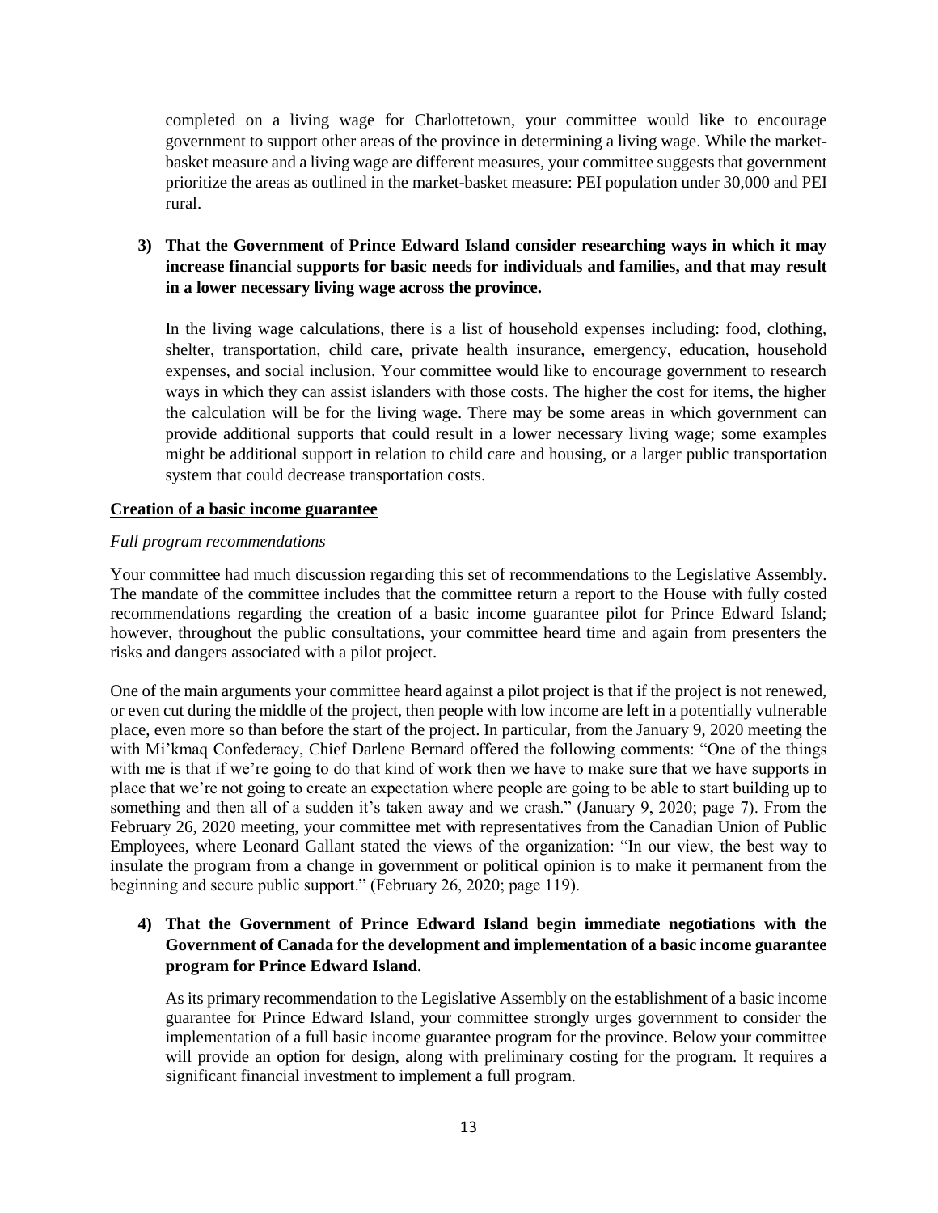completed on a living wage for Charlottetown, your committee would like to encourage government to support other areas of the province in determining a living wage. While the market-basket measure and a living wage are different measures, your committee suggests that government prioritize the areas as outlined in the market-basket measure: PEI population under 30,000 and PEI rural.

**3) That the Government of Prince Edward Island consider researching ways in which it may increase financial supports for basic needs for individuals and families, and that may result in a lower necessary living wage across the province.**

In the living wage calculations, there is a list of household expenses including: food, clothing, shelter, transportation, child care, private health insurance, emergency, education, household expenses, and social inclusion. Your committee would like to encourage government to research ways in which they can assist islanders with those costs. The higher the cost for items, the higher the calculation will be for the living wage. There may be some areas in which government can provide additional supports that could result in a lower necessary living wage; some examples might be additional support in relation to child care and housing, or a larger public transportation system that could decrease transportation costs.

## Creation of a basic income guarantee

*Full program recommendations*

Your committee had much discussion regarding this set of recommendations to the Legislative Assembly. The mandate of the committee includes that the committee return a report to the House with fully costed recommendations regarding the creation of a basic income guarantee pilot for Prince Edward Island; however, throughout the public consultations, your committee heard time and again from presenters the risks and dangers associated with a pilot project.

One of the main arguments your committee heard against a pilot project is that if the project is not renewed, or even cut during the middle of the project, then people with low income are left in a potentially vulnerable place, even more so than before the start of the project. In particular, from the January 9, 2020 meeting the with Mi'kmaq Confederacy, Chief Darlene Bernard offered the following comments: "One of the things with me is that if we're going to do that kind of work then we have to make sure that we have supports in place that we're not going to create an expectation where people are going to be able to start building up to something and then all of a sudden it's taken away and we crash." (January 9, 2020; page 7). From the February 26, 2020 meeting, your committee met with representatives from the Canadian Union of Public Employees, where Leonard Gallant stated the views of the organization: "In our view, the best way to insulate the program from a change in government or political opinion is to make it permanent from the beginning and secure public support." (February 26, 2020; page 119).

**4) That the Government of Prince Edward Island begin immediate negotiations with the Government of Canada for the development and implementation of a basic income guarantee program for Prince Edward Island.**

As its primary recommendation to the Legislative Assembly on the establishment of a basic income guarantee for Prince Edward Island, your committee strongly urges government to consider the implementation of a full basic income guarantee program for the province. Below your committee will provide an option for design, along with preliminary costing for the program. It requires a significant financial investment to implement a full program.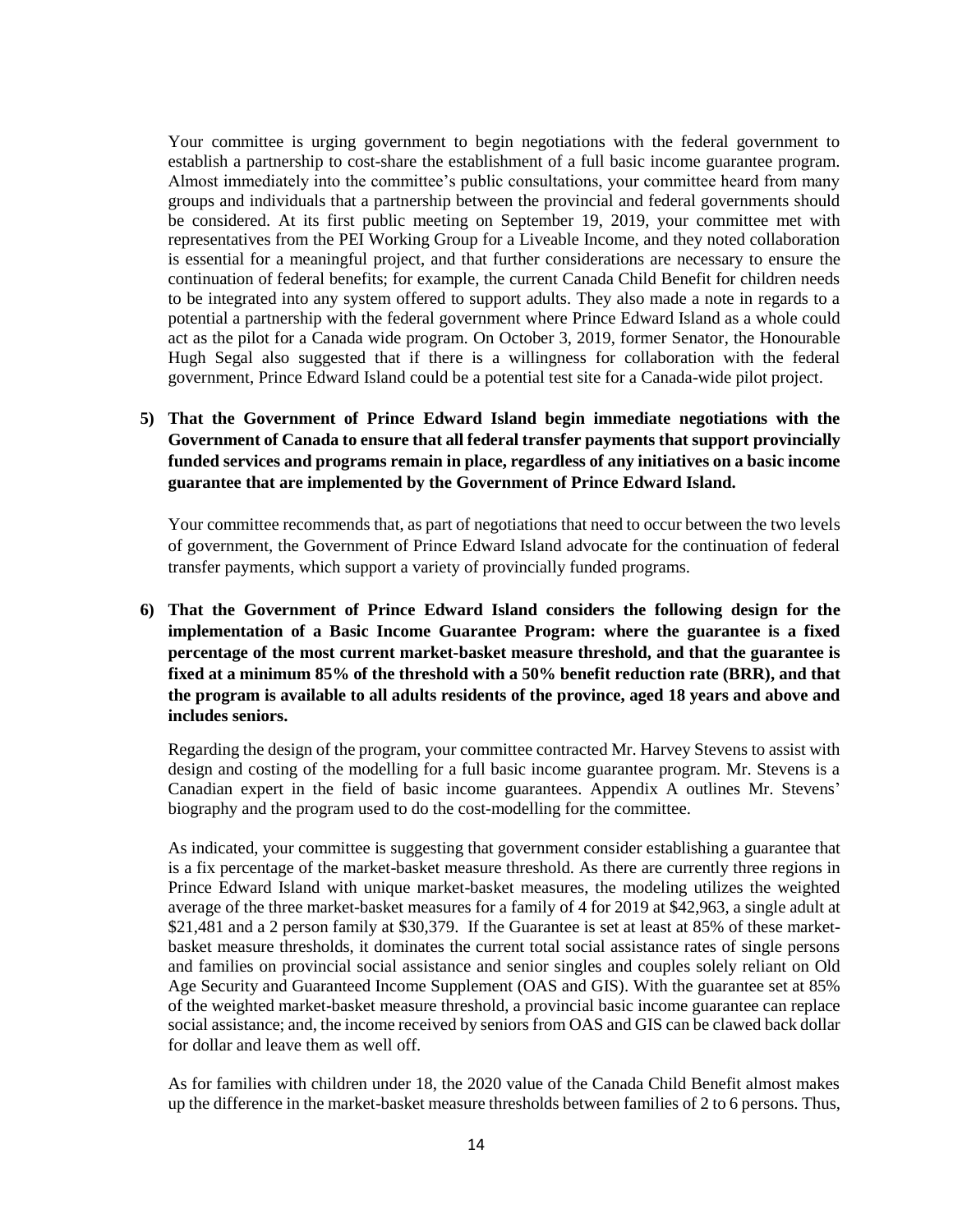Your committee is urging government to begin negotiations with the federal government to establish a partnership to cost-share the establishment of a full basic income guarantee program. Almost immediately into the committee's public consultations, your committee heard from many groups and individuals that a partnership between the provincial and federal governments should be considered. At its first public meeting on September 19, 2019, your committee met with representatives from the PEI Working Group for a Liveable Income, and they noted collaboration is essential for a meaningful project, and that further considerations are necessary to ensure the continuation of federal benefits; for example, the current Canada Child Benefit for children needs to be integrated into any system offered to support adults. They also made a note in regards to a potential a partnership with the federal government where Prince Edward Island as a whole could act as the pilot for a Canada wide program. On October 3, 2019, former Senator, the Honourable Hugh Segal also suggested that if there is a willingness for collaboration with the federal government, Prince Edward Island could be a potential test site for a Canada-wide pilot project.

5) **That the Government of Prince Edward Island begin immediate negotiations with the Government of Canada to ensure that all federal transfer payments that support provincially funded services and programs remain in place, regardless of any initiatives on a basic income guarantee that are implemented by the Government of Prince Edward Island.**

   Your committee recommends that, as part of negotiations that need to occur between the two levels of government, the Government of Prince Edward Island advocate for the continuation of federal transfer payments, which support a variety of provincially funded programs.

6) **That the Government of Prince Edward Island considers the following design for the implementation of a Basic Income Guarantee Program: where the guarantee is a fixed percentage of the most current market-basket measure threshold, and that the guarantee is fixed at a minimum 85% of the threshold with a 50% benefit reduction rate (BRR), and that the program is available to all adults residents of the province, aged 18 years and above and includes seniors.**

   Regarding the design of the program, your committee contracted Mr. Harvey Stevens to assist with design and costing of the modelling for a full basic income guarantee program. Mr. Stevens is a Canadian expert in the field of basic income guarantees. Appendix A outlines Mr. Stevens' biography and the program used to do the cost-modelling for the committee.

   As indicated, your committee is suggesting that government consider establishing a guarantee that is a fix percentage of the market-basket measure threshold. As there are currently three regions in Prince Edward Island with unique market-basket measures, the modeling utilizes the weighted average of the three market-basket measures for a family of 4 for 2019 at $42,963, a single adult at $21,481 and a 2 person family at $30,379. If the Guarantee is set at least at 85% of these market-basket measure thresholds, it dominates the current total social assistance rates of single persons and families on provincial social assistance and senior singles and couples solely reliant on Old Age Security and Guaranteed Income Supplement (OAS and GIS). With the guarantee set at 85% of the weighted market-basket measure threshold, a provincial basic income guarantee can replace social assistance; and, the income received by seniors from OAS and GIS can be clawed back dollar for dollar and leave them as well off.

   As for families with children under 18, the 2020 value of the Canada Child Benefit almost makes up the difference in the market-basket measure thresholds between families of 2 to 6 persons. Thus,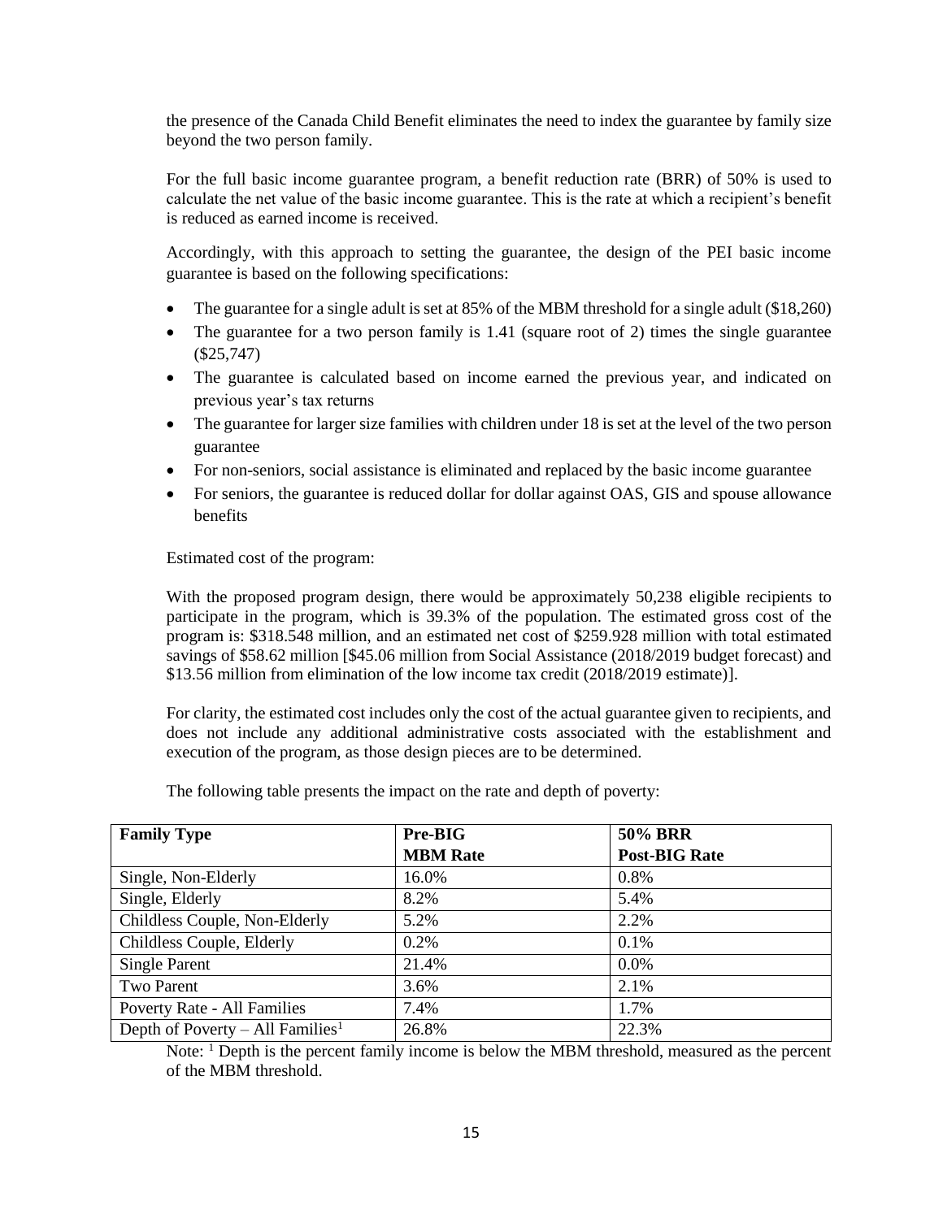the presence of the Canada Child Benefit eliminates the need to index the guarantee by family size beyond the two person family.

For the full basic income guarantee program, a benefit reduction rate (BRR) of 50% is used to calculate the net value of the basic income guarantee. This is the rate at which a recipient's benefit is reduced as earned income is received.

Accordingly, with this approach to setting the guarantee, the design of the PEI basic income guarantee is based on the following specifications:

- The guarantee for a single adult is set at 85% of the MBM threshold for a single adult ($18,260)
- The guarantee for a two person family is 1.41 (square root of 2) times the single guarantee ($25,747)
- The guarantee is calculated based on income earned the previous year, and indicated on previous year's tax returns
- The guarantee for larger size families with children under 18 is set at the level of the two person guarantee
- For non-seniors, social assistance is eliminated and replaced by the basic income guarantee
- For seniors, the guarantee is reduced dollar for dollar against OAS, GIS and spouse allowance benefits

Estimated cost of the program:

With the proposed program design, there would be approximately 50,238 eligible recipients to participate in the program, which is 39.3% of the population. The estimated gross cost of the program is: $318.548 million, and an estimated net cost of $259.928 million with total estimated savings of $58.62 million [$45.06 million from Social Assistance (2018/2019 budget forecast) and $13.56 million from elimination of the low income tax credit (2018/2019 estimate)].

For clarity, the estimated cost includes only the cost of the actual guarantee given to recipients, and does not include any additional administrative costs associated with the establishment and execution of the program, as those design pieces are to be determined.

The following table presents the impact on the rate and depth of poverty:

| **Family Type** | **Pre-BIG MBM Rate** | **50% BRR Post-BIG Rate** |
|---|---|---|
| Single, Non-Elderly | 16.0% | 0.8% |
| Single, Elderly | 8.2% | 5.4% |
| Childless Couple, Non-Elderly | 5.2% | 2.2% |
| Childless Couple, Elderly | 0.2% | 0.1% |
| Single Parent | 21.4% | 0.0% |
| Two Parent | 3.6% | 2.1% |
| Poverty Rate - All Families | 7.4% | 1.7% |
| Depth of Poverty – All Families[1] | 26.8% | 22.3% |

Note: [1] Depth is the percent family income is below the MBM threshold, measured as the percent of the MBM threshold.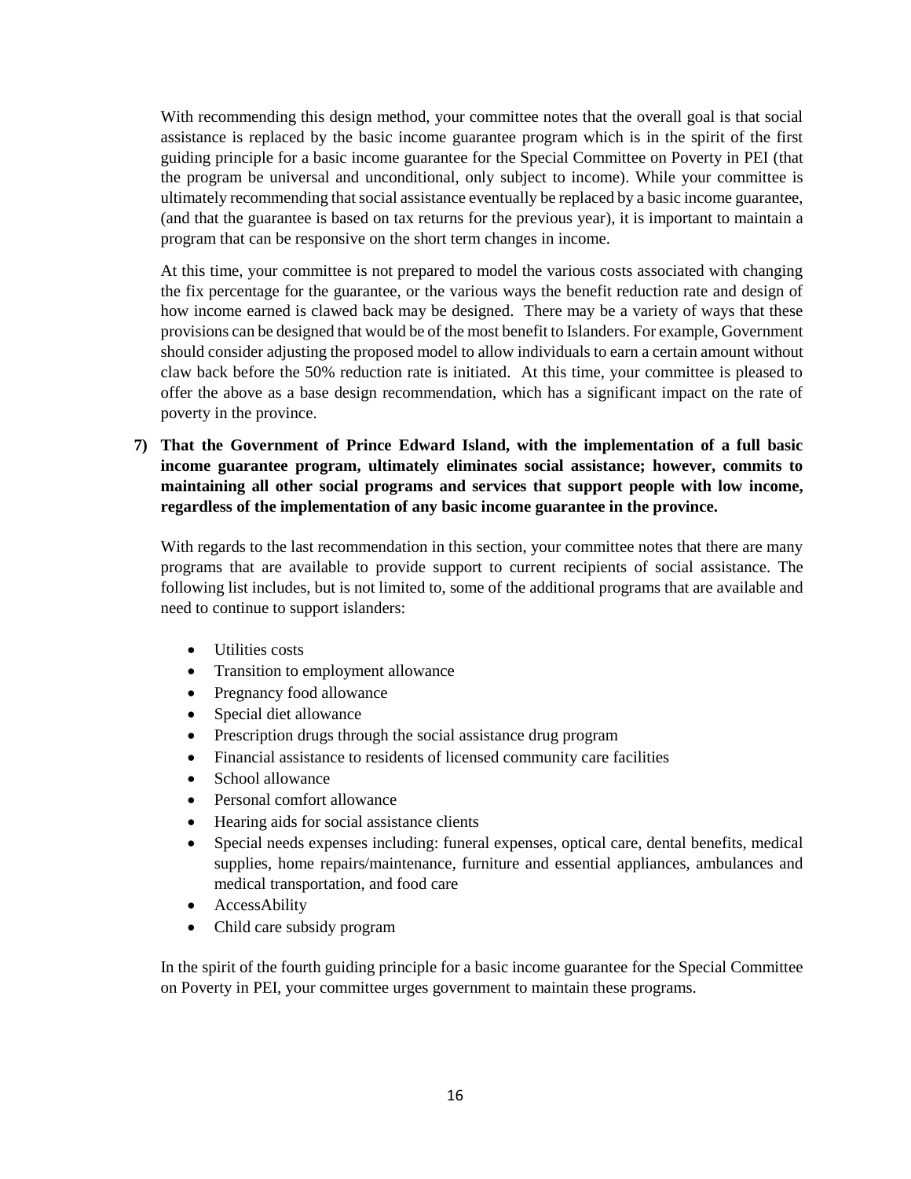With recommending this design method, your committee notes that the overall goal is that social assistance is replaced by the basic income guarantee program which is in the spirit of the first guiding principle for a basic income guarantee for the Special Committee on Poverty in PEI (that the program be universal and unconditional, only subject to income). While your committee is ultimately recommending that social assistance eventually be replaced by a basic income guarantee, (and that the guarantee is based on tax returns for the previous year), it is important to maintain a program that can be responsive on the short term changes in income.

At this time, your committee is not prepared to model the various costs associated with changing the fix percentage for the guarantee, or the various ways the benefit reduction rate and design of how income earned is clawed back may be designed. There may be a variety of ways that these provisions can be designed that would be of the most benefit to Islanders. For example, Government should consider adjusting the proposed model to allow individuals to earn a certain amount without claw back before the 50% reduction rate is initiated. At this time, your committee is pleased to offer the above as a base design recommendation, which has a significant impact on the rate of poverty in the province.

**7) That the Government of Prince Edward Island, with the implementation of a full basic income guarantee program, ultimately eliminates social assistance; however, commits to maintaining all other social programs and services that support people with low income, regardless of the implementation of any basic income guarantee in the province.**

With regards to the last recommendation in this section, your committee notes that there are many programs that are available to provide support to current recipients of social assistance. The following list includes, but is not limited to, some of the additional programs that are available and need to continue to support islanders:

- Utilities costs
- Transition to employment allowance
- Pregnancy food allowance
- Special diet allowance
- Prescription drugs through the social assistance drug program
- Financial assistance to residents of licensed community care facilities
- School allowance
- Personal comfort allowance
- Hearing aids for social assistance clients
- Special needs expenses including: funeral expenses, optical care, dental benefits, medical supplies, home repairs/maintenance, furniture and essential appliances, ambulances and medical transportation, and food care
- AccessAbility
- Child care subsidy program

In the spirit of the fourth guiding principle for a basic income guarantee for the Special Committee on Poverty in PEI, your committee urges government to maintain these programs.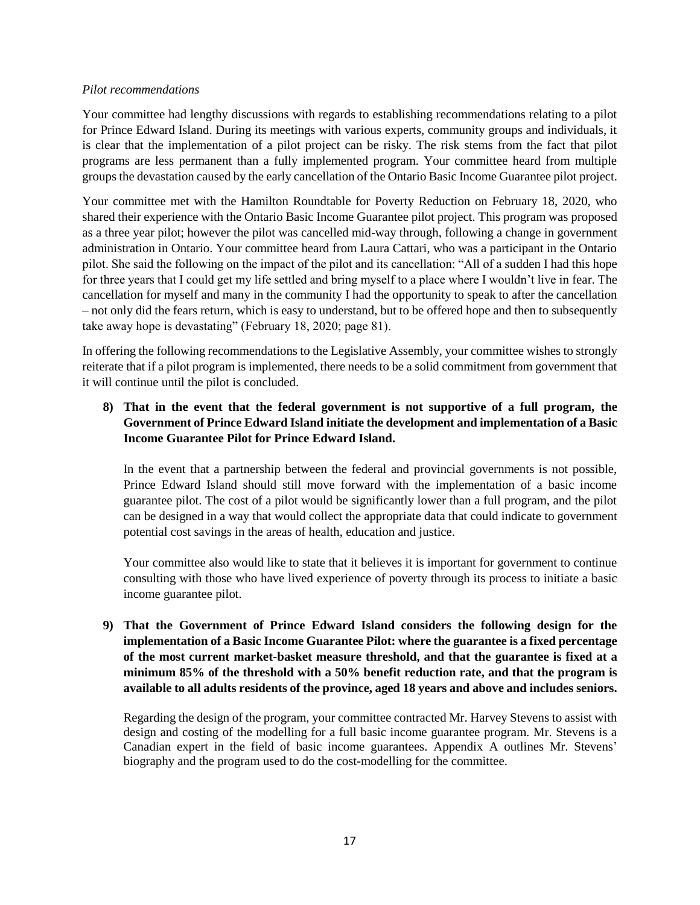*Pilot recommendations*

Your committee had lengthy discussions with regards to establishing recommendations relating to a pilot for Prince Edward Island. During its meetings with various experts, community groups and individuals, it is clear that the implementation of a pilot project can be risky. The risk stems from the fact that pilot programs are less permanent than a fully implemented program. Your committee heard from multiple groups the devastation caused by the early cancellation of the Ontario Basic Income Guarantee pilot project.

Your committee met with the Hamilton Roundtable for Poverty Reduction on February 18, 2020, who shared their experience with the Ontario Basic Income Guarantee pilot project. This program was proposed as a three year pilot; however the pilot was cancelled mid-way through, following a change in government administration in Ontario. Your committee heard from Laura Cattari, who was a participant in the Ontario pilot. She said the following on the impact of the pilot and its cancellation: "All of a sudden I had this hope for three years that I could get my life settled and bring myself to a place where I wouldn't live in fear. The cancellation for myself and many in the community I had the opportunity to speak to after the cancellation – not only did the fears return, which is easy to understand, but to be offered hope and then to subsequently take away hope is devastating" (February 18, 2020; page 81).

In offering the following recommendations to the Legislative Assembly, your committee wishes to strongly reiterate that if a pilot program is implemented, there needs to be a solid commitment from government that it will continue until the pilot is concluded.

**8) That in the event that the federal government is not supportive of a full program, the Government of Prince Edward Island initiate the development and implementation of a Basic Income Guarantee Pilot for Prince Edward Island.**

In the event that a partnership between the federal and provincial governments is not possible, Prince Edward Island should still move forward with the implementation of a basic income guarantee pilot. The cost of a pilot would be significantly lower than a full program, and the pilot can be designed in a way that would collect the appropriate data that could indicate to government potential cost savings in the areas of health, education and justice.

Your committee also would like to state that it believes it is important for government to continue consulting with those who have lived experience of poverty through its process to initiate a basic income guarantee pilot.

**9) That the Government of Prince Edward Island considers the following design for the implementation of a Basic Income Guarantee Pilot: where the guarantee is a fixed percentage of the most current market-basket measure threshold, and that the guarantee is fixed at a minimum 85% of the threshold with a 50% benefit reduction rate, and that the program is available to all adults residents of the province, aged 18 years and above and includes seniors.**

Regarding the design of the program, your committee contracted Mr. Harvey Stevens to assist with design and costing of the modelling for a full basic income guarantee program. Mr. Stevens is a Canadian expert in the field of basic income guarantees. Appendix A outlines Mr. Stevens' biography and the program used to do the cost-modelling for the committee.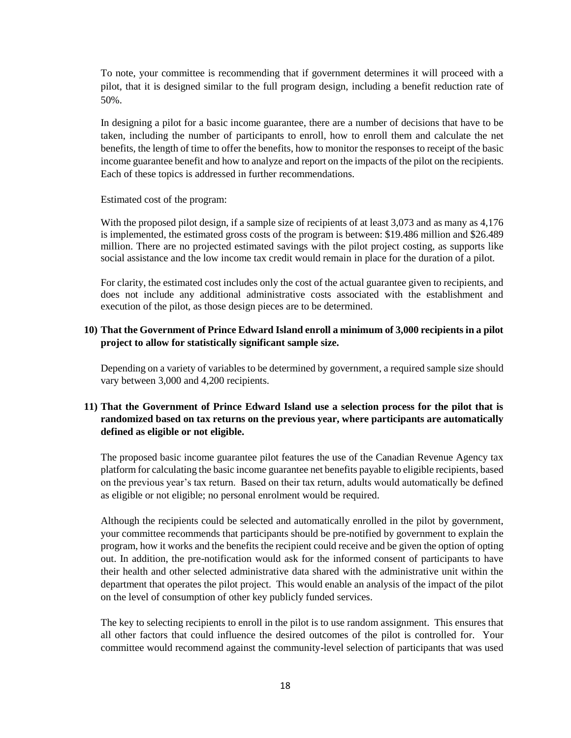To note, your committee is recommending that if government determines it will proceed with a pilot, that it is designed similar to the full program design, including a benefit reduction rate of 50%.

In designing a pilot for a basic income guarantee, there are a number of decisions that have to be taken, including the number of participants to enroll, how to enroll them and calculate the net benefits, the length of time to offer the benefits, how to monitor the responses to receipt of the basic income guarantee benefit and how to analyze and report on the impacts of the pilot on the recipients. Each of these topics is addressed in further recommendations.

Estimated cost of the program:

With the proposed pilot design, if a sample size of recipients of at least 3,073 and as many as 4,176 is implemented, the estimated gross costs of the program is between: $19.486 million and $26.489 million. There are no projected estimated savings with the pilot project costing, as supports like social assistance and the low income tax credit would remain in place for the duration of a pilot.

For clarity, the estimated cost includes only the cost of the actual guarantee given to recipients, and does not include any additional administrative costs associated with the establishment and execution of the pilot, as those design pieces are to be determined.

**10) That the Government of Prince Edward Island enroll a minimum of 3,000 recipients in a pilot project to allow for statistically significant sample size.**

Depending on a variety of variables to be determined by government, a required sample size should vary between 3,000 and 4,200 recipients.

**11) That the Government of Prince Edward Island use a selection process for the pilot that is randomized based on tax returns on the previous year, where participants are automatically defined as eligible or not eligible.**

The proposed basic income guarantee pilot features the use of the Canadian Revenue Agency tax platform for calculating the basic income guarantee net benefits payable to eligible recipients, based on the previous year's tax return. Based on their tax return, adults would automatically be defined as eligible or not eligible; no personal enrolment would be required.

Although the recipients could be selected and automatically enrolled in the pilot by government, your committee recommends that participants should be pre-notified by government to explain the program, how it works and the benefits the recipient could receive and be given the option of opting out. In addition, the pre-notification would ask for the informed consent of participants to have their health and other selected administrative data shared with the administrative unit within the department that operates the pilot project. This would enable an analysis of the impact of the pilot on the level of consumption of other key publicly funded services.

The key to selecting recipients to enroll in the pilot is to use random assignment. This ensures that all other factors that could influence the desired outcomes of the pilot is controlled for. Your committee would recommend against the community-level selection of participants that was used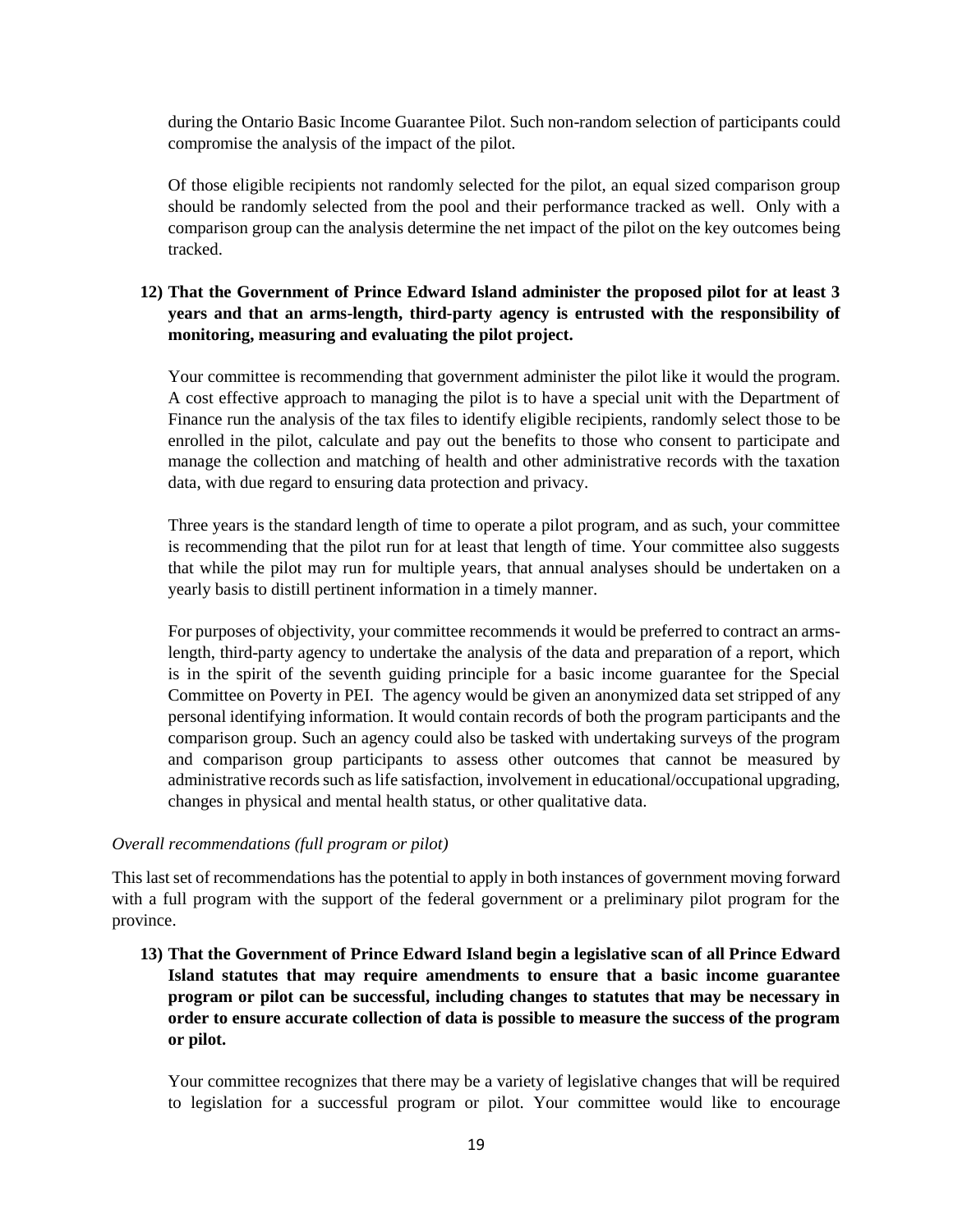during the Ontario Basic Income Guarantee Pilot. Such non-random selection of participants could compromise the analysis of the impact of the pilot.

Of those eligible recipients not randomly selected for the pilot, an equal sized comparison group should be randomly selected from the pool and their performance tracked as well. Only with a comparison group can the analysis determine the net impact of the pilot on the key outcomes being tracked.

**12) That the Government of Prince Edward Island administer the proposed pilot for at least 3 years and that an arms-length, third-party agency is entrusted with the responsibility of monitoring, measuring and evaluating the pilot project.**

Your committee is recommending that government administer the pilot like it would the program. A cost effective approach to managing the pilot is to have a special unit with the Department of Finance run the analysis of the tax files to identify eligible recipients, randomly select those to be enrolled in the pilot, calculate and pay out the benefits to those who consent to participate and manage the collection and matching of health and other administrative records with the taxation data, with due regard to ensuring data protection and privacy.

Three years is the standard length of time to operate a pilot program, and as such, your committee is recommending that the pilot run for at least that length of time. Your committee also suggests that while the pilot may run for multiple years, that annual analyses should be undertaken on a yearly basis to distill pertinent information in a timely manner.

For purposes of objectivity, your committee recommends it would be preferred to contract an arms-length, third-party agency to undertake the analysis of the data and preparation of a report, which is in the spirit of the seventh guiding principle for a basic income guarantee for the Special Committee on Poverty in PEI. The agency would be given an anonymized data set stripped of any personal identifying information. It would contain records of both the program participants and the comparison group. Such an agency could also be tasked with undertaking surveys of the program and comparison group participants to assess other outcomes that cannot be measured by administrative records such as life satisfaction, involvement in educational/occupational upgrading, changes in physical and mental health status, or other qualitative data.

*Overall recommendations (full program or pilot)*

This last set of recommendations has the potential to apply in both instances of government moving forward with a full program with the support of the federal government or a preliminary pilot program for the province.

**13) That the Government of Prince Edward Island begin a legislative scan of all Prince Edward Island statutes that may require amendments to ensure that a basic income guarantee program or pilot can be successful, including changes to statutes that may be necessary in order to ensure accurate collection of data is possible to measure the success of the program or pilot.**

Your committee recognizes that there may be a variety of legislative changes that will be required to legislation for a successful program or pilot. Your committee would like to encourage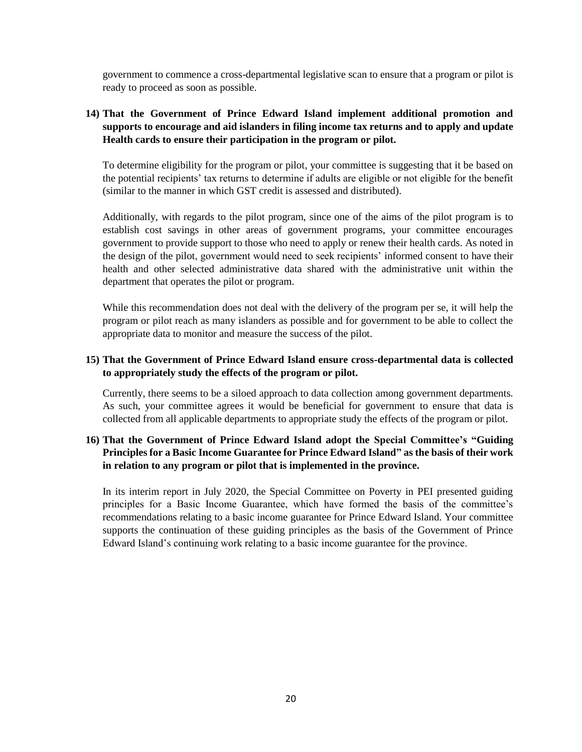government to commence a cross-departmental legislative scan to ensure that a program or pilot is ready to proceed as soon as possible.

**14) That the Government of Prince Edward Island implement additional promotion and supports to encourage and aid islanders in filing income tax returns and to apply and update Health cards to ensure their participation in the program or pilot.**

To determine eligibility for the program or pilot, your committee is suggesting that it be based on the potential recipients' tax returns to determine if adults are eligible or not eligible for the benefit (similar to the manner in which GST credit is assessed and distributed).

Additionally, with regards to the pilot program, since one of the aims of the pilot program is to establish cost savings in other areas of government programs, your committee encourages government to provide support to those who need to apply or renew their health cards. As noted in the design of the pilot, government would need to seek recipients' informed consent to have their health and other selected administrative data shared with the administrative unit within the department that operates the pilot or program.

While this recommendation does not deal with the delivery of the program per se, it will help the program or pilot reach as many islanders as possible and for government to be able to collect the appropriate data to monitor and measure the success of the pilot.

**15) That the Government of Prince Edward Island ensure cross-departmental data is collected to appropriately study the effects of the program or pilot.**

Currently, there seems to be a siloed approach to data collection among government departments. As such, your committee agrees it would be beneficial for government to ensure that data is collected from all applicable departments to appropriate study the effects of the program or pilot.

**16) That the Government of Prince Edward Island adopt the Special Committee's "Guiding Principles for a Basic Income Guarantee for Prince Edward Island" as the basis of their work in relation to any program or pilot that is implemented in the province.**

In its interim report in July 2020, the Special Committee on Poverty in PEI presented guiding principles for a Basic Income Guarantee, which have formed the basis of the committee's recommendations relating to a basic income guarantee for Prince Edward Island. Your committee supports the continuation of these guiding principles as the basis of the Government of Prince Edward Island's continuing work relating to a basic income guarantee for the province.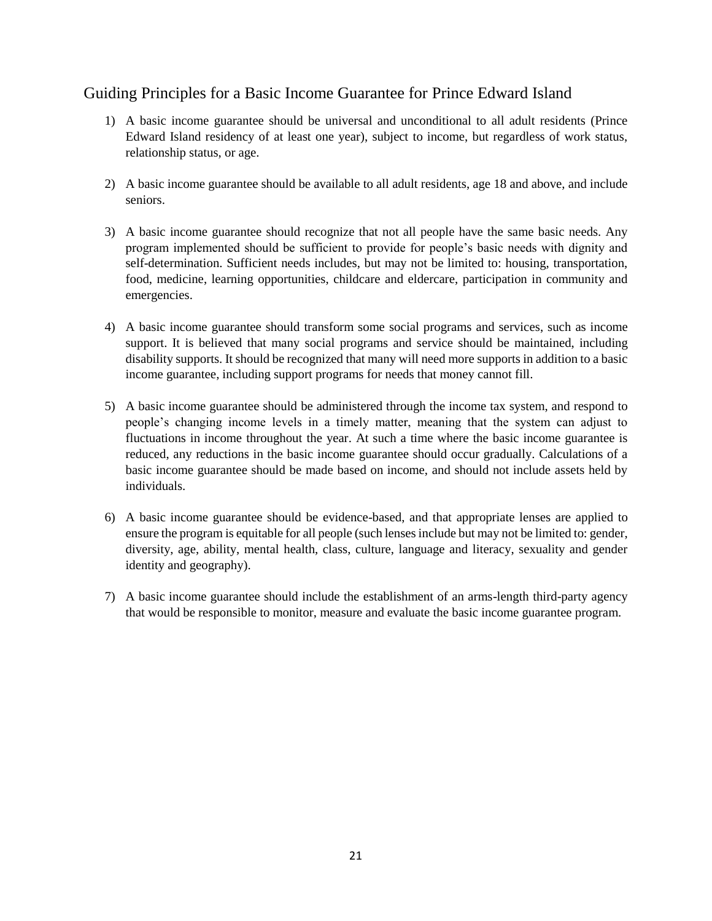## Guiding Principles for a Basic Income Guarantee for Prince Edward Island

1) A basic income guarantee should be universal and unconditional to all adult residents (Prince Edward Island residency of at least one year), subject to income, but regardless of work status, relationship status, or age.

2) A basic income guarantee should be available to all adult residents, age 18 and above, and include seniors.

3) A basic income guarantee should recognize that not all people have the same basic needs. Any program implemented should be sufficient to provide for people's basic needs with dignity and self-determination. Sufficient needs includes, but may not be limited to: housing, transportation, food, medicine, learning opportunities, childcare and eldercare, participation in community and emergencies.

4) A basic income guarantee should transform some social programs and services, such as income support. It is believed that many social programs and service should be maintained, including disability supports. It should be recognized that many will need more supports in addition to a basic income guarantee, including support programs for needs that money cannot fill.

5) A basic income guarantee should be administered through the income tax system, and respond to people's changing income levels in a timely matter, meaning that the system can adjust to fluctuations in income throughout the year. At such a time where the basic income guarantee is reduced, any reductions in the basic income guarantee should occur gradually. Calculations of a basic income guarantee should be made based on income, and should not include assets held by individuals.

6) A basic income guarantee should be evidence-based, and that appropriate lenses are applied to ensure the program is equitable for all people (such lenses include but may not be limited to: gender, diversity, age, ability, mental health, class, culture, language and literacy, sexuality and gender identity and geography).

7) A basic income guarantee should include the establishment of an arms-length third-party agency that would be responsible to monitor, measure and evaluate the basic income guarantee program.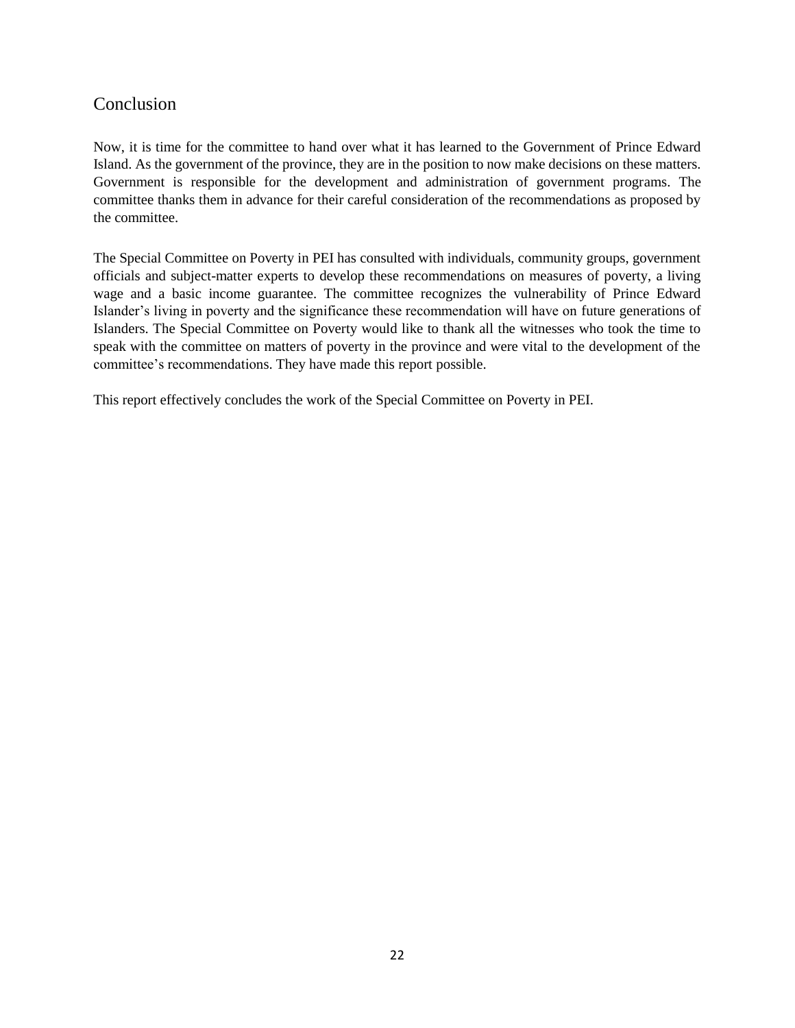## Conclusion

Now, it is time for the committee to hand over what it has learned to the Government of Prince Edward Island. As the government of the province, they are in the position to now make decisions on these matters. Government is responsible for the development and administration of government programs. The committee thanks them in advance for their careful consideration of the recommendations as proposed by the committee.

The Special Committee on Poverty in PEI has consulted with individuals, community groups, government officials and subject-matter experts to develop these recommendations on measures of poverty, a living wage and a basic income guarantee. The committee recognizes the vulnerability of Prince Edward Islander's living in poverty and the significance these recommendation will have on future generations of Islanders. The Special Committee on Poverty would like to thank all the witnesses who took the time to speak with the committee on matters of poverty in the province and were vital to the development of the committee's recommendations. They have made this report possible.

This report effectively concludes the work of the Special Committee on Poverty in PEI.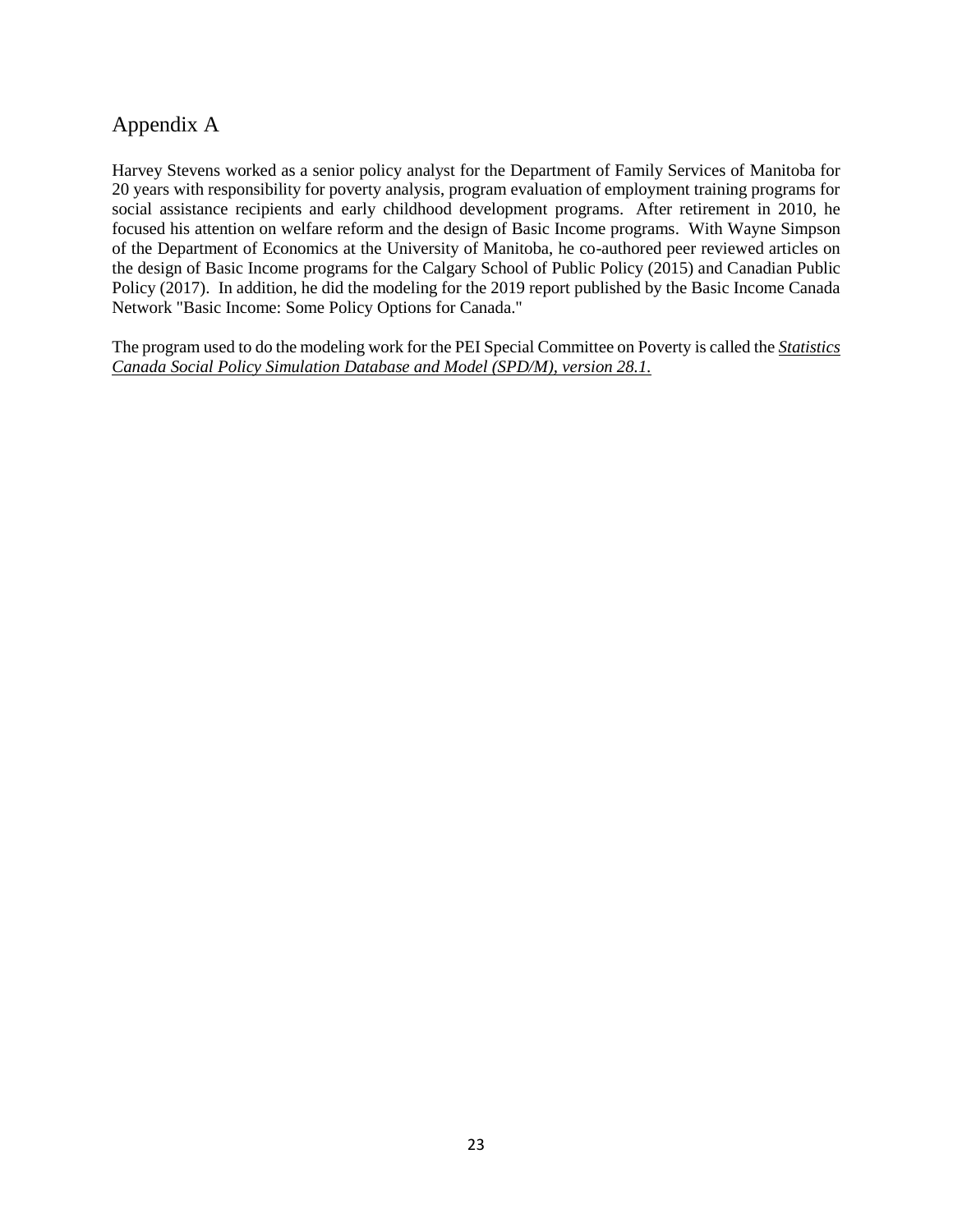# Appendix A

Harvey Stevens worked as a senior policy analyst for the Department of Family Services of Manitoba for 20 years with responsibility for poverty analysis, program evaluation of employment training programs for social assistance recipients and early childhood development programs. After retirement in 2010, he focused his attention on welfare reform and the design of Basic Income programs. With Wayne Simpson of the Department of Economics at the University of Manitoba, he co-authored peer reviewed articles on the design of Basic Income programs for the Calgary School of Public Policy (2015) and Canadian Public Policy (2017). In addition, he did the modeling for the 2019 report published by the Basic Income Canada Network "Basic Income: Some Policy Options for Canada."

The program used to do the modeling work for the PEI Special Committee on Poverty is called the *Statistics Canada Social Policy Simulation Database and Model (SPD/M), version 28.1.*